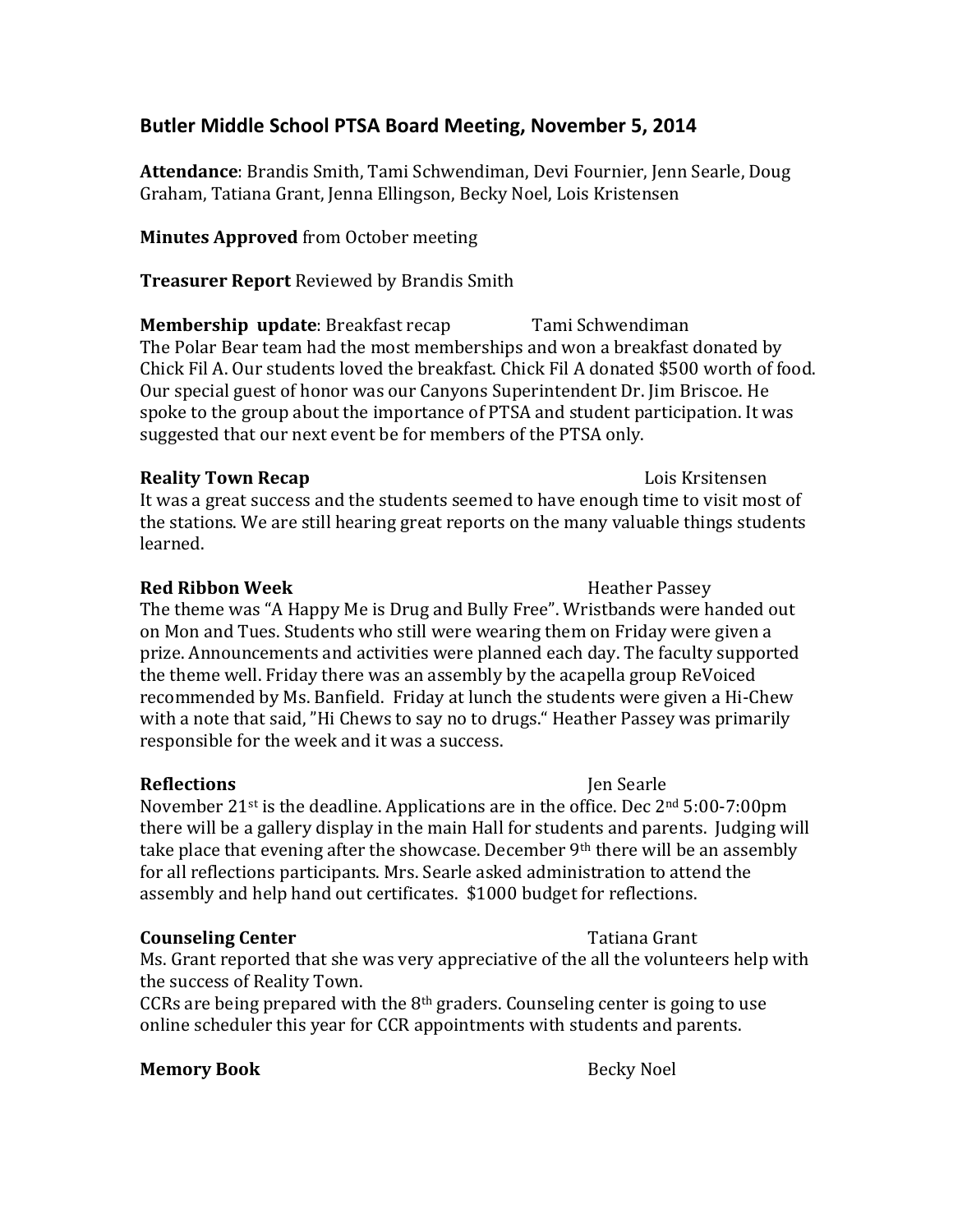## Butler Middle School PTSA Board Meeting, November 5, 2014

**Attendance**: Brandis Smith, Tami Schwendiman, Devi Fournier, Jenn Searle, Doug Graham, Tatiana Grant, Jenna Ellingson, Becky Noel, Lois Kristensen

**Minutes Approved** from October meeting

**Treasurer Report** Reviewed by Brandis Smith

**Membership update**: Breakfast recap Tami Schwendiman

The Polar Bear team had the most memberships and won a breakfast donated by Chick Fil A. Our students loved the breakfast. Chick Fil A donated $500 worth of food. Our special guest of honor was our Canyons Superintendent Dr. Jim Briscoe. He spoke to the group about the importance of PTSA and student participation. It was suggested that our next event be for members of the PTSA only.

**Reality Town Recap** Lois Krsitensen

It was a great success and the students seemed to have enough time to visit most of the stations. We are still hearing great reports on the many valuable things students learned.

**Red Ribbon Week** Heather Passey

The theme was "A Happy Me is Drug and Bully Free". Wristbands were handed out on Mon and Tues. Students who still were wearing them on Friday were given a prize. Announcements and activities were planned each day. The faculty supported the theme well. Friday there was an assembly by the acapella group ReVoiced recommended by Ms. Banfield. Friday at lunch the students were given a Hi-Chew with a note that said, "Hi Chews to say no to drugs." Heather Passey was primarily responsible for the week and it was a success.

**Reflections** Jen Searle

November 21st is the deadline. Applications are in the office. Dec 2nd 5:00-7:00pm there will be a gallery display in the main Hall for students and parents. Judging will take place that evening after the showcase. December 9th there will be an assembly for all reflections participants. Mrs. Searle asked administration to attend the assembly and help hand out certificates. $1000 budget for reflections.

**Counseling Center** Tatiana Grant

Ms. Grant reported that she was very appreciative of the all the volunteers help with the success of Reality Town.

CCRs are being prepared with the 8th graders. Counseling center is going to use online scheduler this year for CCR appointments with students and parents.

**Memory Book** Becky Noel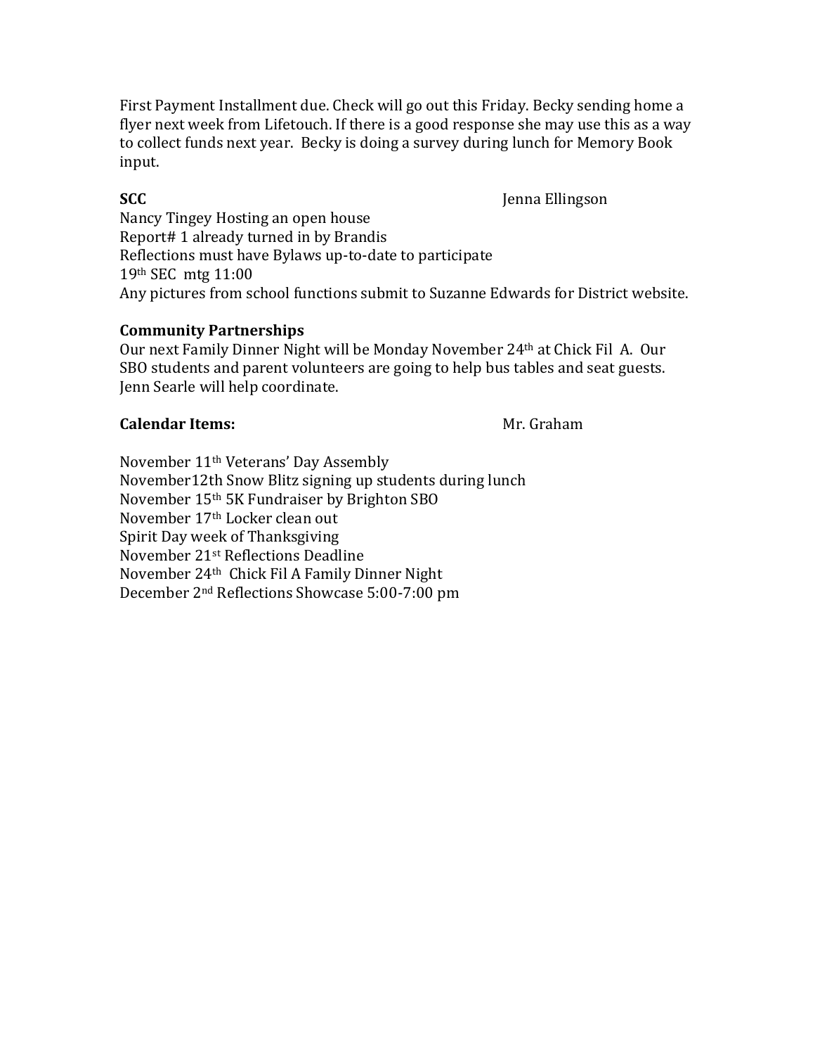First Payment Installment due. Check will go out this Friday. Becky sending home a flyer next week from Lifetouch. If there is a good response she may use this as a way to collect funds next year. Becky is doing a survey during lunch for Memory Book input.

**SCC** Jenna Ellingson

Nancy Tingey Hosting an open house
Report# 1 already turned in by Brandis
Reflections must have Bylaws up-to-date to participate
19th SEC mtg 11:00
Any pictures from school functions submit to Suzanne Edwards for District website.

**Community Partnerships**

Our next Family Dinner Night will be Monday November 24th at Chick Fil A. Our SBO students and parent volunteers are going to help bus tables and seat guests. Jenn Searle will help coordinate.

**Calendar Items:** Mr. Graham

November 11th Veterans' Day Assembly
November12th Snow Blitz signing up students during lunch
November 15th 5K Fundraiser by Brighton SBO
November 17th Locker clean out
Spirit Day week of Thanksgiving
November 21st Reflections Deadline
November 24th Chick Fil A Family Dinner Night
December 2nd Reflections Showcase 5:00-7:00 pm